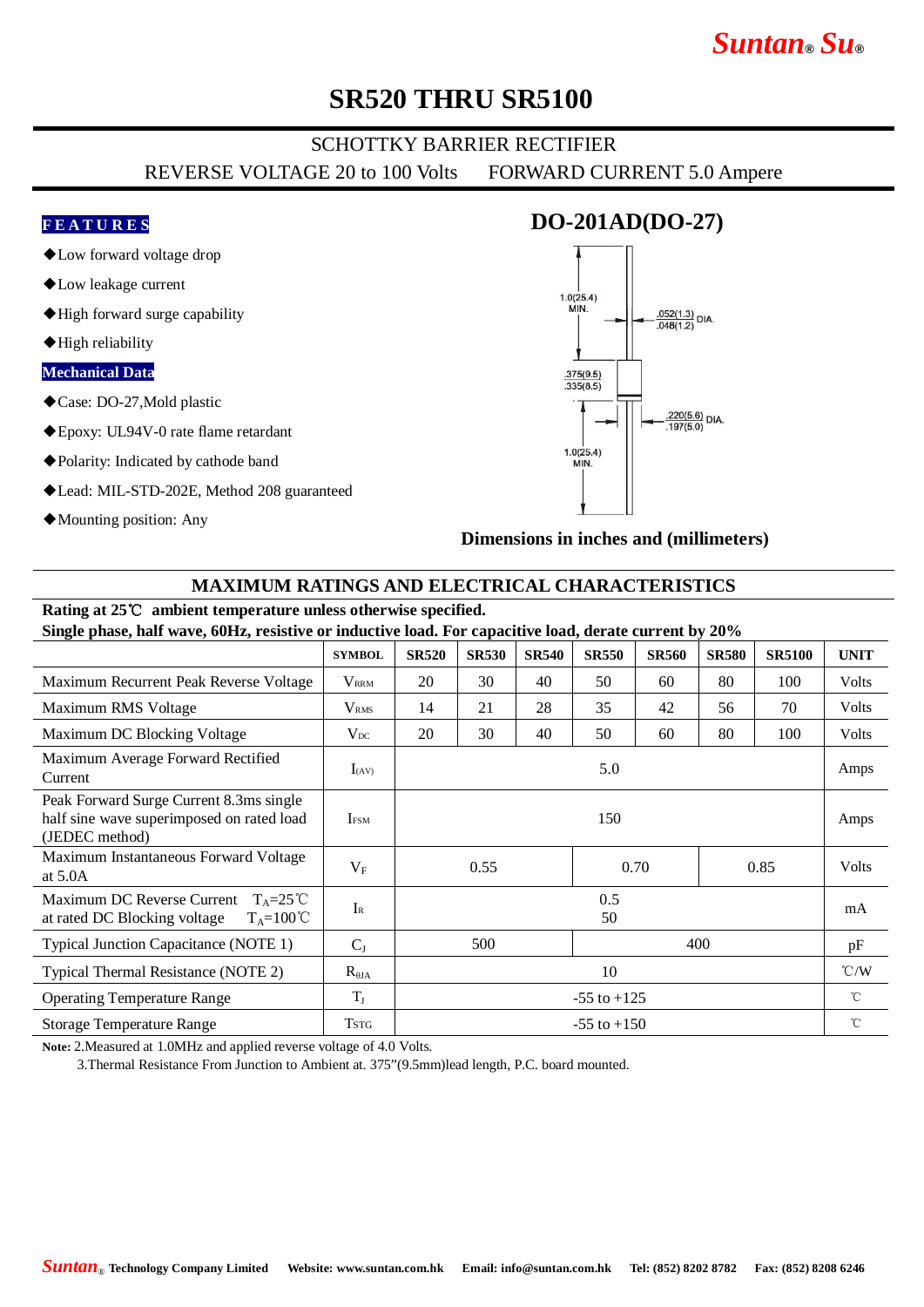Suntan® Su®

# SR520 THRU SR5100

SCHOTTKY BARRIER RECTIFIER

REVERSE VOLTAGE 20 to 100 Volts FORWARD CURRENT 5.0 Ampere

## FEATURES

- ◆Low forward voltage drop
- ◆Low leakage current
- ◆High forward surge capability
- ◆High reliability

## Mechanical Data

- ◆Case: DO-27,Mold plastic
- ◆Epoxy: UL94V-0 rate flame retardant
- ◆Polarity: Indicated by cathode band
- ◆Lead: MIL-STD-202E, Method 208 guaranteed
- ◆Mounting position: Any

## DO-201AD(DO-27)

1.0(25.4) MIN.

.052(1.3) / .048(1.2) DIA.

.375(9.5) / .335(8.5)

.220(5.6) / .197(5.0) DIA.

1.0(25.4) MIN.

**Dimensions in inches and (millimeters)**

## MAXIMUM RATINGS AND ELECTRICAL CHARACTERISTICS

**Rating at 25℃ ambient temperature unless otherwise specified.**
**Single phase, half wave, 60Hz, resistive or inductive load. For capacitive load, derate current by 20%**

| | SYMBOL | SR520 | SR530 | SR540 | SR550 | SR560 | SR580 | SR5100 | UNIT |
|---|---|---|---|---|---|---|---|---|---|
| Maximum Recurrent Peak Reverse Voltage | $V_{RRM}$ | 20 | 30 | 40 | 50 | 60 | 80 | 100 | Volts |
| Maximum RMS Voltage | $V_{RMS}$ | 14 | 21 | 28 | 35 | 42 | 56 | 70 | Volts |
| Maximum DC Blocking Voltage | $V_{DC}$ | 20 | 30 | 40 | 50 | 60 | 80 | 100 | Volts |
| Maximum Average Forward Rectified Current | $I_{(AV)}$ | 5.0 | | | | | | | Amps |
| Peak Forward Surge Current 8.3ms single half sine wave superimposed on rated load (JEDEC method) | $I_{FSM}$ | 150 | | | | | | | Amps |
| Maximum Instantaneous Forward Voltage at 5.0A | $V_F$ | 0.55 | | | 0.70 | | 0.85 | | Volts |
| Maximum DC Reverse Current $T_A$=25℃ at rated DC Blocking voltage $T_A$=100℃ | $I_R$ | 0.5 / 50 | | | | | | | mA |
| Typical Junction Capacitance (NOTE 1) | $C_J$ | 500 | | | 400 | | | | pF |
| Typical Thermal Resistance (NOTE 2) | $R_{\theta JA}$ | 10 | | | | | | | ℃/W |
| Operating Temperature Range | $T_J$ | -55 to +125 | | | | | | | ℃ |
| Storage Temperature Range | $T_{STG}$ | -55 to +150 | | | | | | | ℃ |

**Note:** 2.Measured at 1.0MHz and applied reverse voltage of 4.0 Volts.

3.Thermal Resistance From Junction to Ambient at. 375"(9.5mm)lead length, P.C. board mounted.

Suntan® Technology Company Limited Website: www.suntan.com.hk Email: info@suntan.com.hk Tel: (852) 8202 8782 Fax: (852) 8208 6246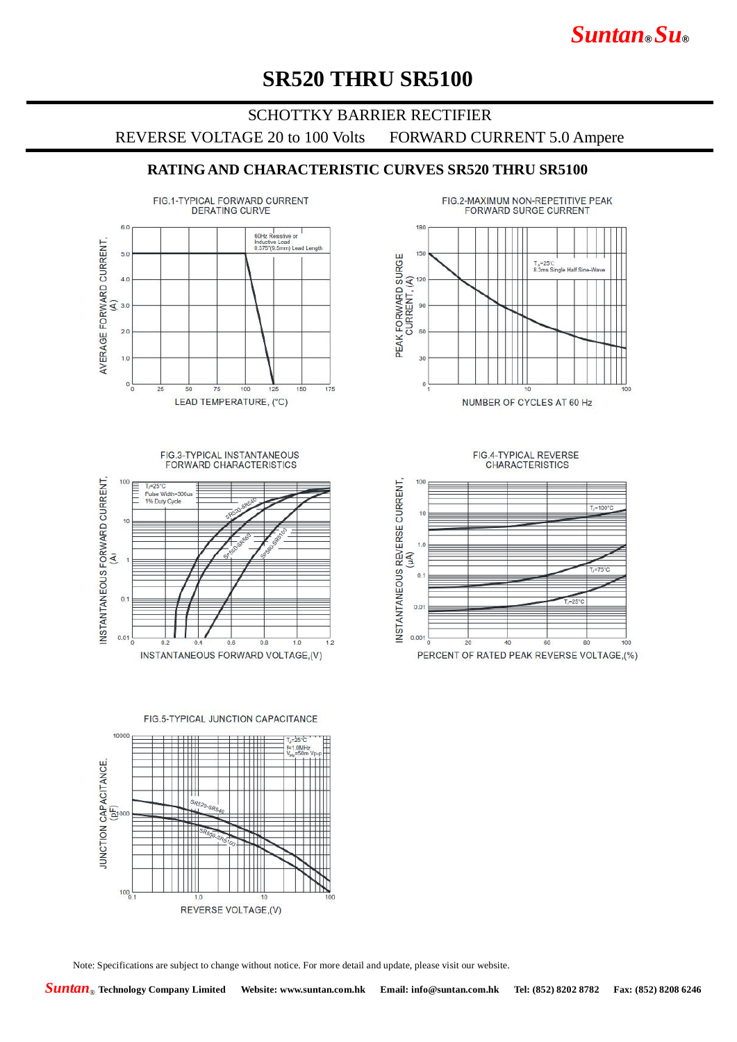# SR520 THRU SR5100

SCHOTTKY BARRIER RECTIFIER

REVERSE VOLTAGE 20 to 100 Volts FORWARD CURRENT 5.0 Ampere

## RATING AND CHARACTERISTIC CURVES SR520 THRU SR5100

FIG.1-TYPICAL FORWARD CURRENT DERATING CURVE

AVERAGE FORWARD CURRENT, (A)

60Hz Resistive or Inductive Load 0.375"(9.5mm) Lead Length

6.0
5.0
4.0
3.0
2.0
1.0
0

0 25 50 75 100 125 150 175

LEAD TEMPERATURE, (°C)

FIG.2-MAXIMUM NON-REPETITIVE PEAK FORWARD SURGE CURRENT

PEAK FORWARD SURGE CURRENT, (A)

$T_J$=25°C
8.3ms Single Half Sine-Wave

180
150
120
90
60
30
0

1 10 100

NUMBER OF CYCLES AT 60 Hz

FIG.3-TYPICAL INSTANTANEOUS FORWARD CHARACTERISTICS

INSTANTANEOUS FORWARD CURRENT, (A)

$T_J$=25°C
Pulse Width=300us
1% Duty Cycle

SR520-SR540
SR550-SR560
SR580-SR5100

100
10
1
0.1
0.01

0 0.2 0.4 0.6 0.8 1.0 1.2

INSTANTANEOUS FORWARD VOLTAGE,(V)

FIG.4-TYPICAL REVERSE CHARACTERISTICS

INSTANTANEOUS REVERSE CURRENT, (μA)

$T_J$=100°C
$T_J$=75°C
$T_J$=25°C

100
10
1.0
0.1
0.01
0.001

0 20 40 60 80 100

PERCENT OF RATED PEAK REVERSE VOLTAGE,(%)

FIG.5-TYPICAL JUNCTION CAPACITANCE

JUNCTION CAPACITANCE, (pF)

$T_J$=25°C
f=1.0MHz
$V_{sig}$=50m Vp-p

SR520-SR540
SR550-SR5100

10000
1000
100

0.1 1.0 10 100

REVERSE VOLTAGE,(V)

Note: Specifications are subject to change without notice. For more detail and update, please visit our website.

**Suntan® Technology Company Limited** **Website: www.suntan.com.hk** **Email: info@suntan.com.hk** **Tel: (852) 8202 8782** **Fax: (852) 8208 6246**